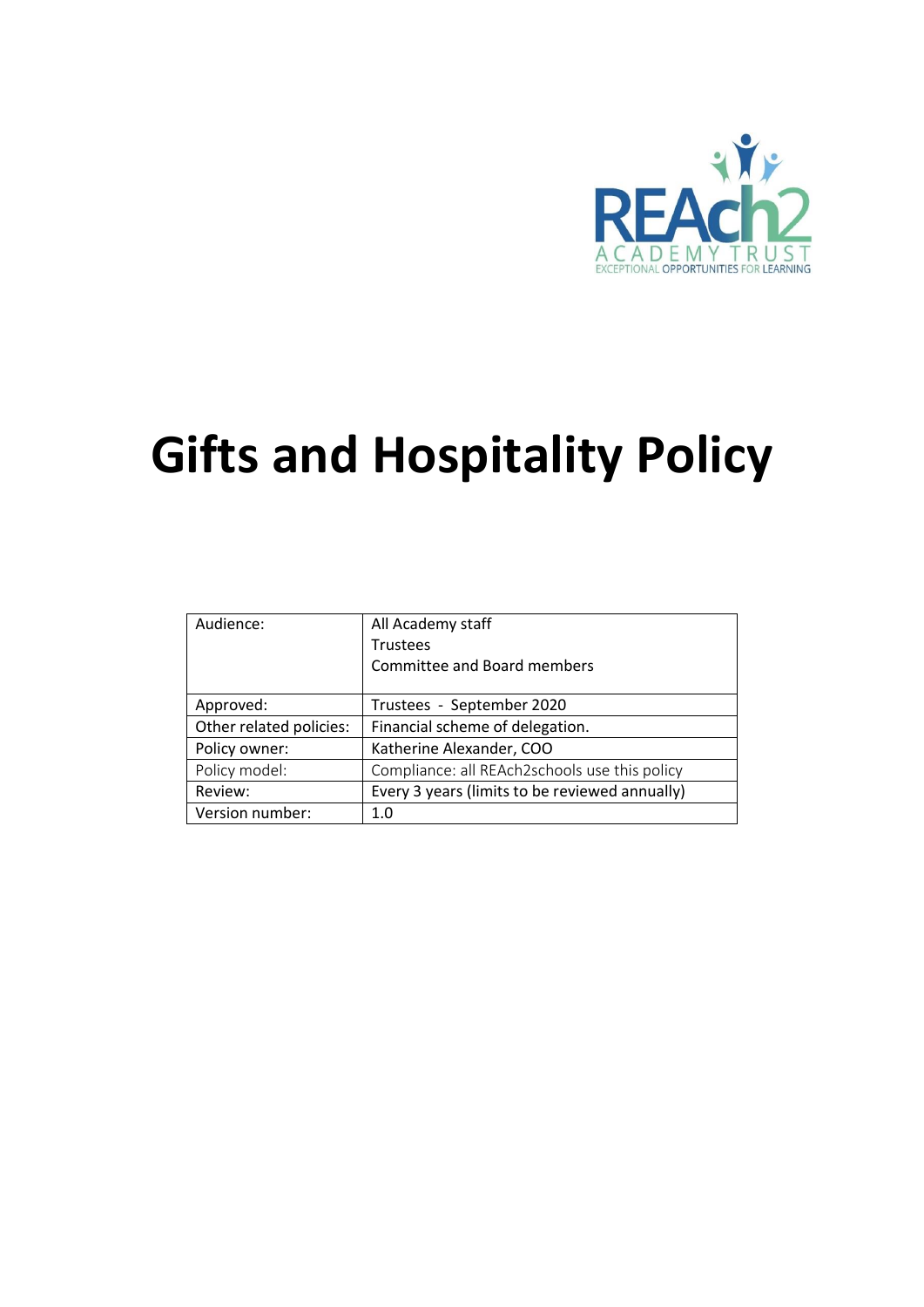# Gifts and Hospitality Policy

| Audience: | All Academy staff<br>Trustees<br>Committee and Board members |
|---|---|
| Approved: | Trustees - September 2020 |
| Other related policies: | Financial scheme of delegation. |
| Policy owner: | Katherine Alexander, COO |
| Policy model: | Compliance: all REAch2schools use this policy |
| Review: | Every 3 years (limits to be reviewed annually) |
| Version number: | 1.0 |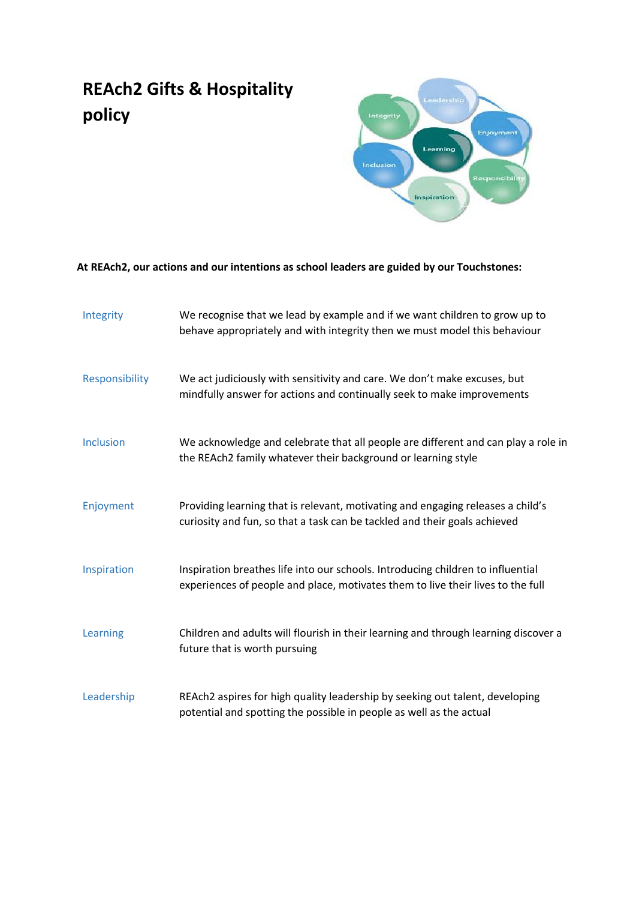# REAch2 Gifts & Hospitality policy

**At REAch2, our actions and our intentions as school leaders are guided by our Touchstones:**

| | |
|---|---|
| Integrity | We recognise that we lead by example and if we want children to grow up to behave appropriately and with integrity then we must model this behaviour |
| Responsibility | We act judiciously with sensitivity and care. We don't make excuses, but mindfully answer for actions and continually seek to make improvements |
| Inclusion | We acknowledge and celebrate that all people are different and can play a role in the REAch2 family whatever their background or learning style |
| Enjoyment | Providing learning that is relevant, motivating and engaging releases a child's curiosity and fun, so that a task can be tackled and their goals achieved |
| Inspiration | Inspiration breathes life into our schools. Introducing children to influential experiences of people and place, motivates them to live their lives to the full |
| Learning | Children and adults will flourish in their learning and through learning discover a future that is worth pursuing |
| Leadership | REAch2 aspires for high quality leadership by seeking out talent, developing potential and spotting the possible in people as well as the actual |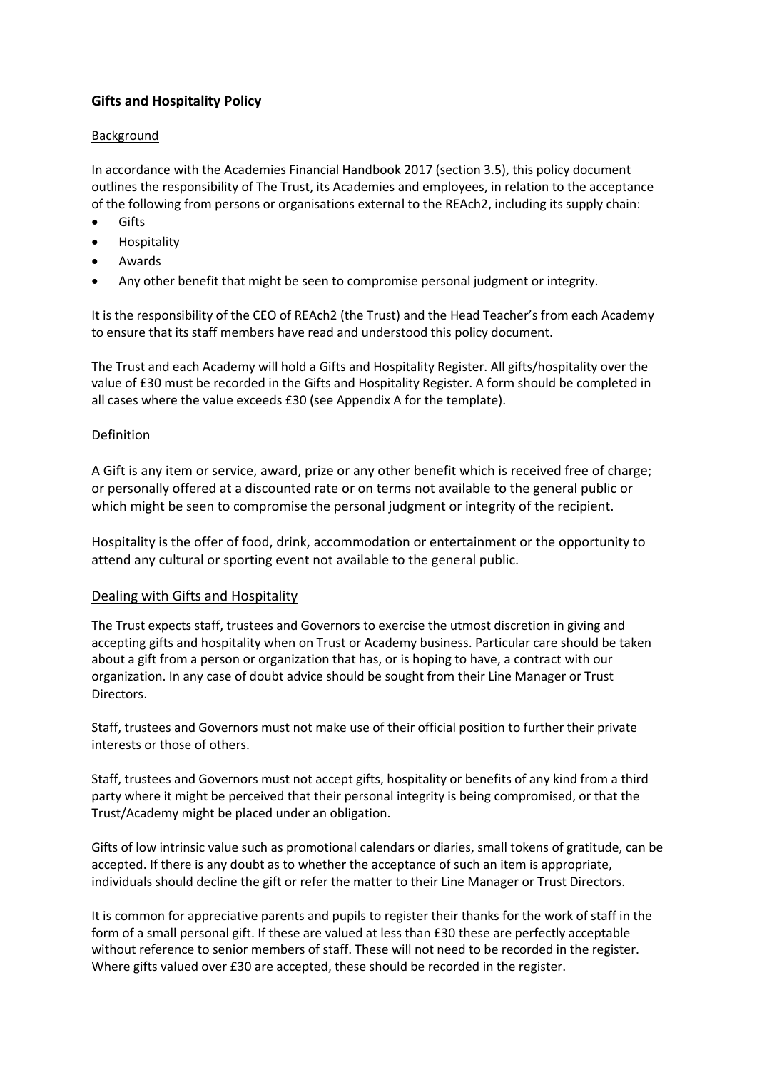## **Gifts and Hospitality Policy**

### Background

In accordance with the Academies Financial Handbook 2017 (section 3.5), this policy document outlines the responsibility of The Trust, its Academies and employees, in relation to the acceptance of the following from persons or organisations external to the REAch2, including its supply chain:

- Gifts
- Hospitality
- Awards
- Any other benefit that might be seen to compromise personal judgment or integrity.

It is the responsibility of the CEO of REAch2 (the Trust) and the Head Teacher's from each Academy to ensure that its staff members have read and understood this policy document.

The Trust and each Academy will hold a Gifts and Hospitality Register. All gifts/hospitality over the value of £30 must be recorded in the Gifts and Hospitality Register. A form should be completed in all cases where the value exceeds £30 (see Appendix A for the template).

### Definition

A Gift is any item or service, award, prize or any other benefit which is received free of charge; or personally offered at a discounted rate or on terms not available to the general public or which might be seen to compromise the personal judgment or integrity of the recipient.

Hospitality is the offer of food, drink, accommodation or entertainment or the opportunity to attend any cultural or sporting event not available to the general public.

### Dealing with Gifts and Hospitality

The Trust expects staff, trustees and Governors to exercise the utmost discretion in giving and accepting gifts and hospitality when on Trust or Academy business. Particular care should be taken about a gift from a person or organization that has, or is hoping to have, a contract with our organization. In any case of doubt advice should be sought from their Line Manager or Trust Directors.

Staff, trustees and Governors must not make use of their official position to further their private interests or those of others.

Staff, trustees and Governors must not accept gifts, hospitality or benefits of any kind from a third party where it might be perceived that their personal integrity is being compromised, or that the Trust/Academy might be placed under an obligation.

Gifts of low intrinsic value such as promotional calendars or diaries, small tokens of gratitude, can be accepted. If there is any doubt as to whether the acceptance of such an item is appropriate, individuals should decline the gift or refer the matter to their Line Manager or Trust Directors.

It is common for appreciative parents and pupils to register their thanks for the work of staff in the form of a small personal gift. If these are valued at less than £30 these are perfectly acceptable without reference to senior members of staff. These will not need to be recorded in the register. Where gifts valued over £30 are accepted, these should be recorded in the register.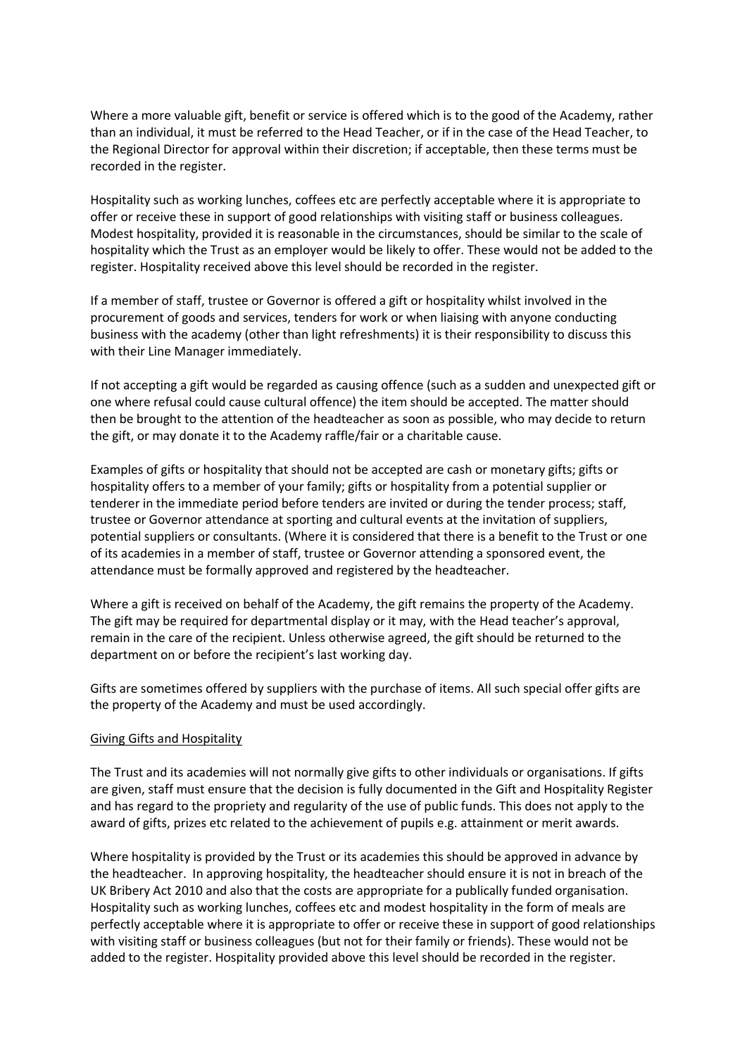Where a more valuable gift, benefit or service is offered which is to the good of the Academy, rather than an individual, it must be referred to the Head Teacher, or if in the case of the Head Teacher, to the Regional Director for approval within their discretion; if acceptable, then these terms must be recorded in the register.

Hospitality such as working lunches, coffees etc are perfectly acceptable where it is appropriate to offer or receive these in support of good relationships with visiting staff or business colleagues. Modest hospitality, provided it is reasonable in the circumstances, should be similar to the scale of hospitality which the Trust as an employer would be likely to offer. These would not be added to the register. Hospitality received above this level should be recorded in the register.

If a member of staff, trustee or Governor is offered a gift or hospitality whilst involved in the procurement of goods and services, tenders for work or when liaising with anyone conducting business with the academy (other than light refreshments) it is their responsibility to discuss this with their Line Manager immediately.

If not accepting a gift would be regarded as causing offence (such as a sudden and unexpected gift or one where refusal could cause cultural offence) the item should be accepted. The matter should then be brought to the attention of the headteacher as soon as possible, who may decide to return the gift, or may donate it to the Academy raffle/fair or a charitable cause.

Examples of gifts or hospitality that should not be accepted are cash or monetary gifts; gifts or hospitality offers to a member of your family; gifts or hospitality from a potential supplier or tenderer in the immediate period before tenders are invited or during the tender process; staff, trustee or Governor attendance at sporting and cultural events at the invitation of suppliers, potential suppliers or consultants. (Where it is considered that there is a benefit to the Trust or one of its academies in a member of staff, trustee or Governor attending a sponsored event, the attendance must be formally approved and registered by the headteacher.

Where a gift is received on behalf of the Academy, the gift remains the property of the Academy. The gift may be required for departmental display or it may, with the Head teacher's approval, remain in the care of the recipient. Unless otherwise agreed, the gift should be returned to the department on or before the recipient's last working day.

Gifts are sometimes offered by suppliers with the purchase of items. All such special offer gifts are the property of the Academy and must be used accordingly.

<u>Giving Gifts and Hospitality</u>

The Trust and its academies will not normally give gifts to other individuals or organisations. If gifts are given, staff must ensure that the decision is fully documented in the Gift and Hospitality Register and has regard to the propriety and regularity of the use of public funds. This does not apply to the award of gifts, prizes etc related to the achievement of pupils e.g. attainment or merit awards.

Where hospitality is provided by the Trust or its academies this should be approved in advance by the headteacher. In approving hospitality, the headteacher should ensure it is not in breach of the UK Bribery Act 2010 and also that the costs are appropriate for a publically funded organisation. Hospitality such as working lunches, coffees etc and modest hospitality in the form of meals are perfectly acceptable where it is appropriate to offer or receive these in support of good relationships with visiting staff or business colleagues (but not for their family or friends). These would not be added to the register. Hospitality provided above this level should be recorded in the register.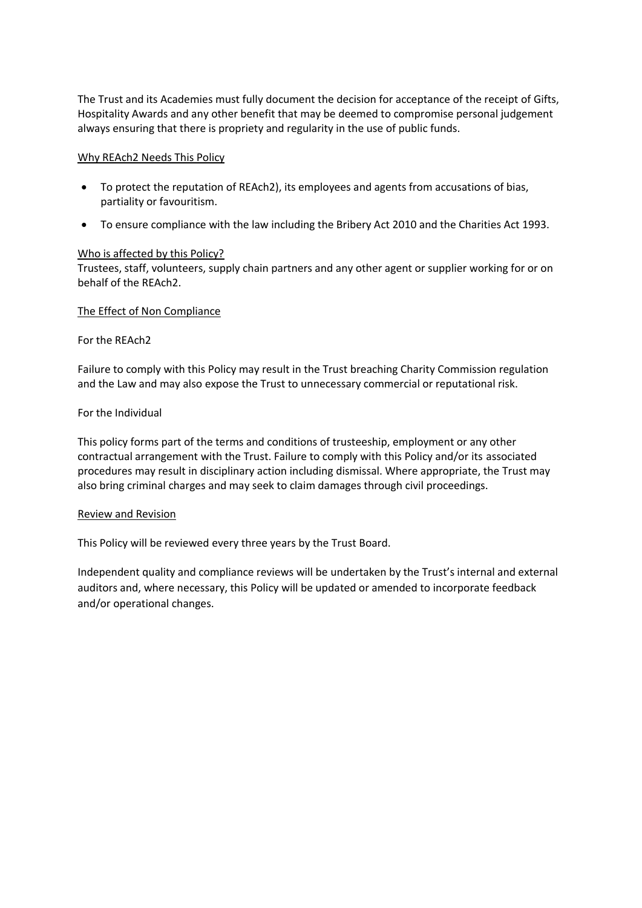The Trust and its Academies must fully document the decision for acceptance of the receipt of Gifts, Hospitality Awards and any other benefit that may be deemed to compromise personal judgement always ensuring that there is propriety and regularity in the use of public funds.

<u>Why REAch2 Needs This Policy</u>

- To protect the reputation of REAch2), its employees and agents from accusations of bias, partiality or favouritism.
- To ensure compliance with the law including the Bribery Act 2010 and the Charities Act 1993.

<u>Who is affected by this Policy?</u>

Trustees, staff, volunteers, supply chain partners and any other agent or supplier working for or on behalf of the REAch2.

<u>The Effect of Non Compliance</u>

For the REAch2

Failure to comply with this Policy may result in the Trust breaching Charity Commission regulation and the Law and may also expose the Trust to unnecessary commercial or reputational risk.

For the Individual

This policy forms part of the terms and conditions of trusteeship, employment or any other contractual arrangement with the Trust. Failure to comply with this Policy and/or its associated procedures may result in disciplinary action including dismissal. Where appropriate, the Trust may also bring criminal charges and may seek to claim damages through civil proceedings.

<u>Review and Revision</u>

This Policy will be reviewed every three years by the Trust Board.

Independent quality and compliance reviews will be undertaken by the Trust's internal and external auditors and, where necessary, this Policy will be updated or amended to incorporate feedback and/or operational changes.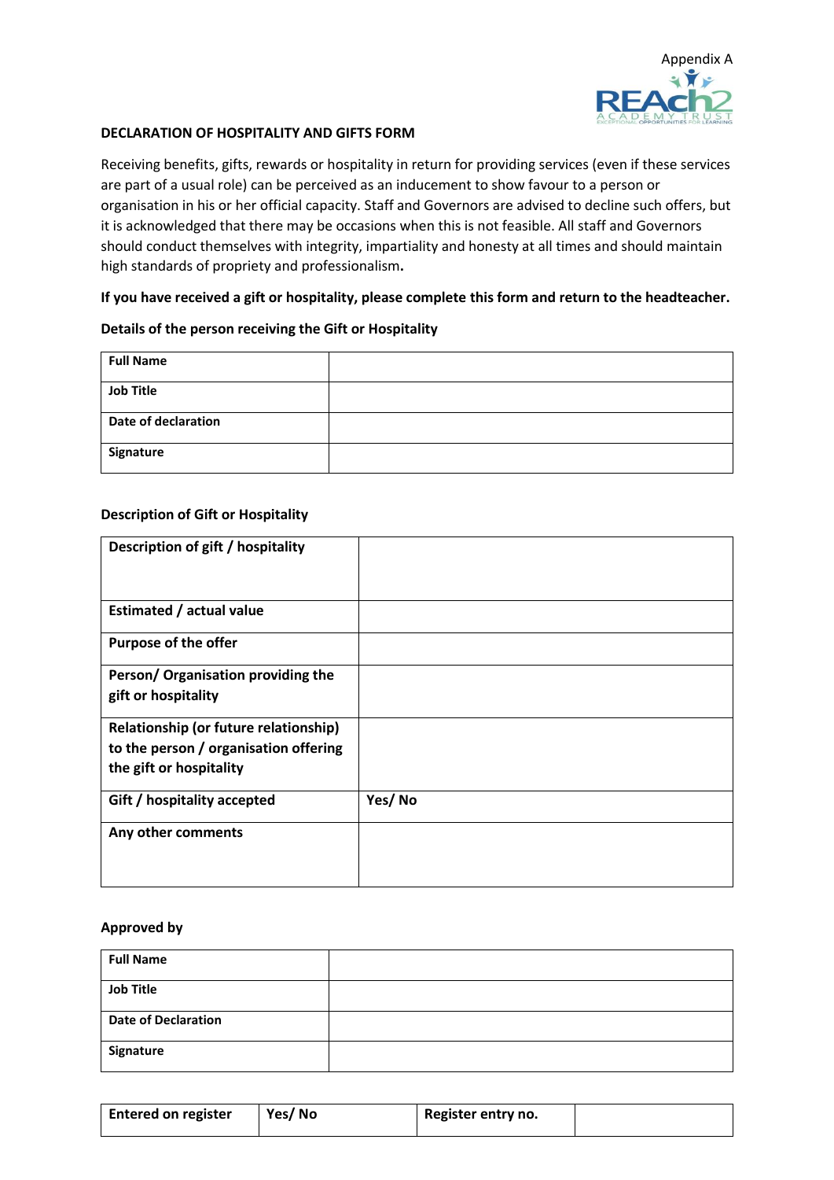Appendix A

REAch2 ACADEMY TRUST
EXCEPTIONAL OPPORTUNITIES FOR LEARNING

**DECLARATION OF HOSPITALITY AND GIFTS FORM**

Receiving benefits, gifts, rewards or hospitality in return for providing services (even if these services are part of a usual role) can be perceived as an inducement to show favour to a person or organisation in his or her official capacity. Staff and Governors are advised to decline such offers, but it is acknowledged that there may be occasions when this is not feasible. All staff and Governors should conduct themselves with integrity, impartiality and honesty at all times and should maintain high standards of propriety and professionalism**.**

**If you have received a gift or hospitality, please complete this form and return to the headteacher.**

**Details of the person receiving the Gift or Hospitality**

| | |
|---|---|
| **Full Name** | |
| **Job Title** | |
| **Date of declaration** | |
| **Signature** | |

**Description of Gift or Hospitality**

| | |
|---|---|
| **Description of gift / hospitality** | |
| **Estimated / actual value** | |
| **Purpose of the offer** | |
| **Person/ Organisation providing the gift or hospitality** | |
| **Relationship (or future relationship) to the person / organisation offering the gift or hospitality** | |
| **Gift / hospitality accepted** | **Yes/ No** |
| **Any other comments** | |

**Approved by**

| | |
|---|---|
| **Full Name** | |
| **Job Title** | |
| **Date of Declaration** | |
| **Signature** | |

| | | | |
|---|---|---|---|
| **Entered on register** | **Yes/ No** | **Register entry no.** | |